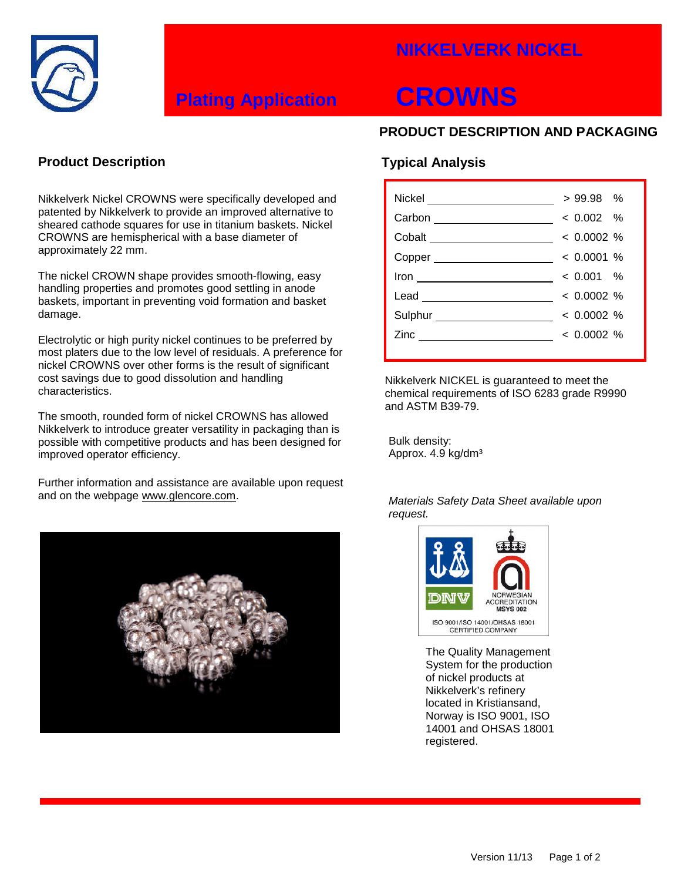# NIKKELVERK NICKEL

## Plating Application — CROWNS

## PRODUCT DESCRIPTION AND PACKAGING

### Product Description

Nikkelverk Nickel CROWNS were specifically developed and patented by Nikkelverk to provide an improved alternative to sheared cathode squares for use in titanium baskets. Nickel CROWNS are hemispherical with a base diameter of approximately 22 mm.

The nickel CROWN shape provides smooth-flowing, easy handling properties and promotes good settling in anode baskets, important in preventing void formation and basket damage.

Electrolytic or high purity nickel continues to be preferred by most platers due to the low level of residuals. A preference for nickel CROWNS over other forms is the result of significant cost savings due to good dissolution and handling characteristics.

The smooth, rounded form of nickel CROWNS has allowed Nikkelverk to introduce greater versatility in packaging than is possible with competitive products and has been designed for improved operator efficiency.

Further information and assistance are available upon request and on the webpage www.glencore.com.

### Typical Analysis

| Element | Content |
|---|---|
| Nickel | > 99.98 % |
| Carbon | < 0.002 % |
| Cobalt | < 0.0002 % |
| Copper | < 0.0001 % |
| Iron | < 0.001 % |
| Lead | < 0.0002 % |
| Sulphur | < 0.0002 % |
| Zinc | < 0.0002 % |

Nikkelverk NICKEL is guaranteed to meet the chemical requirements of ISO 6283 grade R9990 and ASTM B39-79.

Bulk density:
Approx. 4.9 kg/dm³

*Materials Safety Data Sheet available upon request.*

DNV — NORWEGIAN ACCREDITATION MSYS 002
ISO 9001/ISO 14001/OHSAS 18001 CERTIFIED COMPANY

The Quality Management System for the production of nickel products at Nikkelverk's refinery located in Kristiansand, Norway is ISO 9001, ISO 14001 and OHSAS 18001 registered.

Version 11/13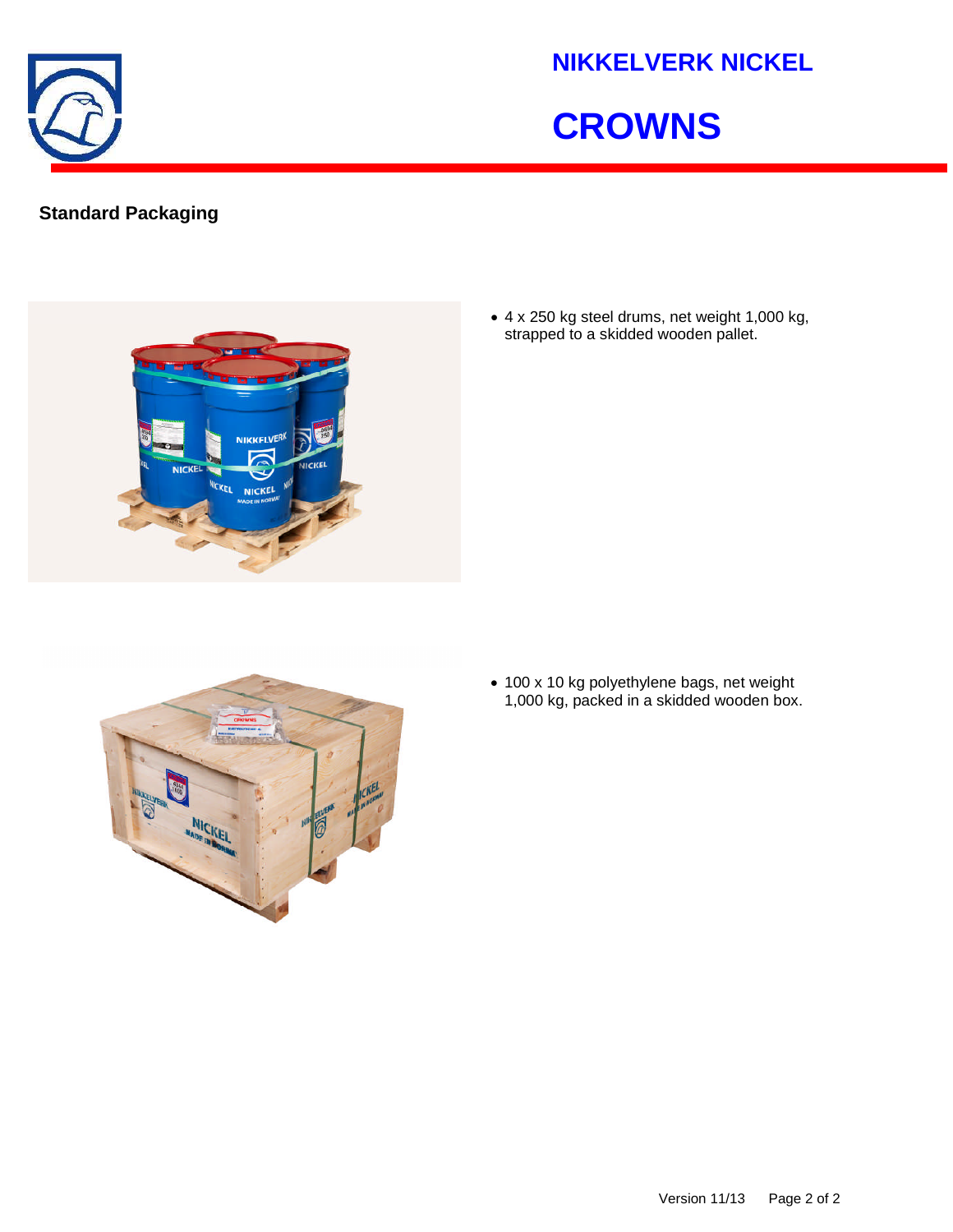# NIKKELVERK NICKEL

# CROWNS

## Standard Packaging

- 4 x 250 kg steel drums, net weight 1,000 kg, strapped to a skidded wooden pallet.

- 100 x 10 kg polyethylene bags, net weight 1,000 kg, packed in a skidded wooden box.

Version 11/13